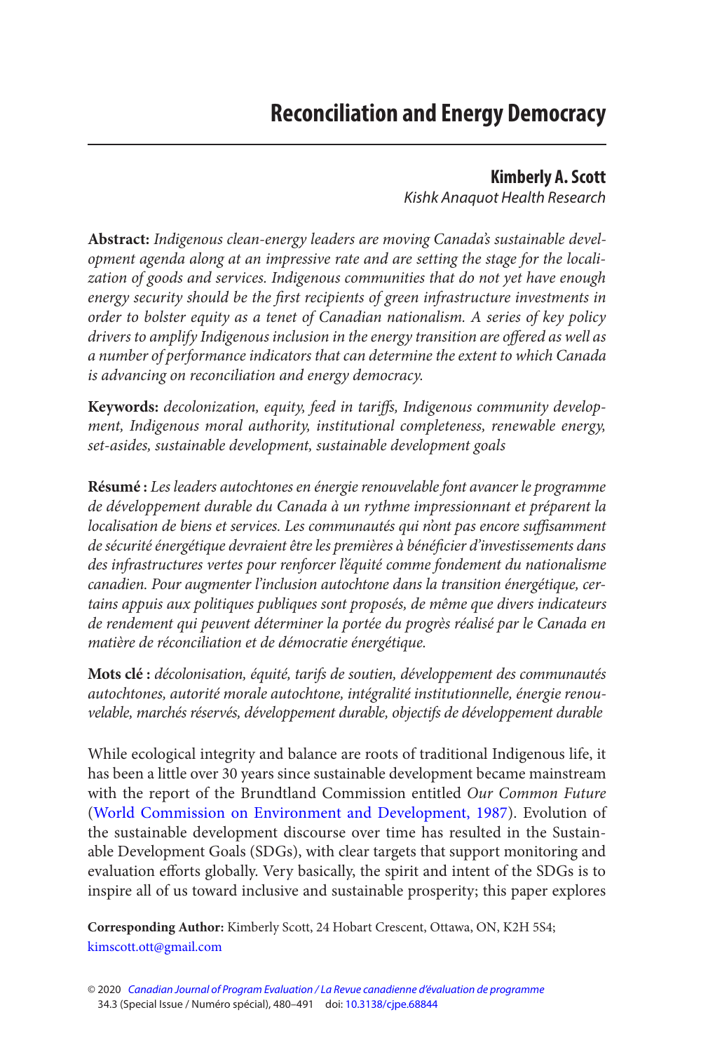# Reconciliation and Energy Democracy

**Kimberly A. Scott**
*Kishk Anaquot Health Research*

**Abstract:** *Indigenous clean-energy leaders are moving Canada's sustainable development agenda along at an impressive rate and are setting the stage for the localization of goods and services. Indigenous communities that do not yet have enough energy security should be the first recipients of green infrastructure investments in order to bolster equity as a tenet of Canadian nationalism. A series of key policy drivers to amplify Indigenous inclusion in the energy transition are offered as well as a number of performance indicators that can determine the extent to which Canada is advancing on reconciliation and energy democracy.*

**Keywords:** *decolonization, equity, feed in tariffs, Indigenous community development, Indigenous moral authority, institutional completeness, renewable energy, set-asides, sustainable development, sustainable development goals*

**Résumé :** *Les leaders autochtones en énergie renouvelable font avancer le programme de développement durable du Canada à un rythme impressionnant et préparent la localisation de biens et services. Les communautés qui n'ont pas encore suffisamment de sécurité énergétique devraient être les premières à bénéficier d'investissements dans des infrastructures vertes pour renforcer l'équité comme fondement du nationalisme canadien. Pour augmenter l'inclusion autochtone dans la transition énergétique, certains appuis aux politiques publiques sont proposés, de même que divers indicateurs de rendement qui peuvent déterminer la portée du progrès réalisé par le Canada en matière de réconciliation et de démocratie énergétique.*

**Mots clé :** *décolonisation, équité, tarifs de soutien, développement des communautés autochtones, autorité morale autochtone, intégralité institutionnelle, énergie renouvelable, marchés réservés, développement durable, objectifs de développement durable*

While ecological integrity and balance are roots of traditional Indigenous life, it has been a little over 30 years since sustainable development became mainstream with the report of the Brundtland Commission entitled *Our Common Future* (World Commission on Environment and Development, 1987). Evolution of the sustainable development discourse over time has resulted in the Sustainable Development Goals (SDGs), with clear targets that support monitoring and evaluation efforts globally. Very basically, the spirit and intent of the SDGs is to inspire all of us toward inclusive and sustainable prosperity; this paper explores

**Corresponding Author:** Kimberly Scott, 24 Hobart Crescent, Ottawa, ON, K2H 5S4; kimscott.ott@gmail.com

© 2020 *Canadian Journal of Program Evaluation / La Revue canadienne d'évaluation de programme*
34.3 (Special Issue / Numéro spécial), 480–491 doi: 10.3138/cjpe.68844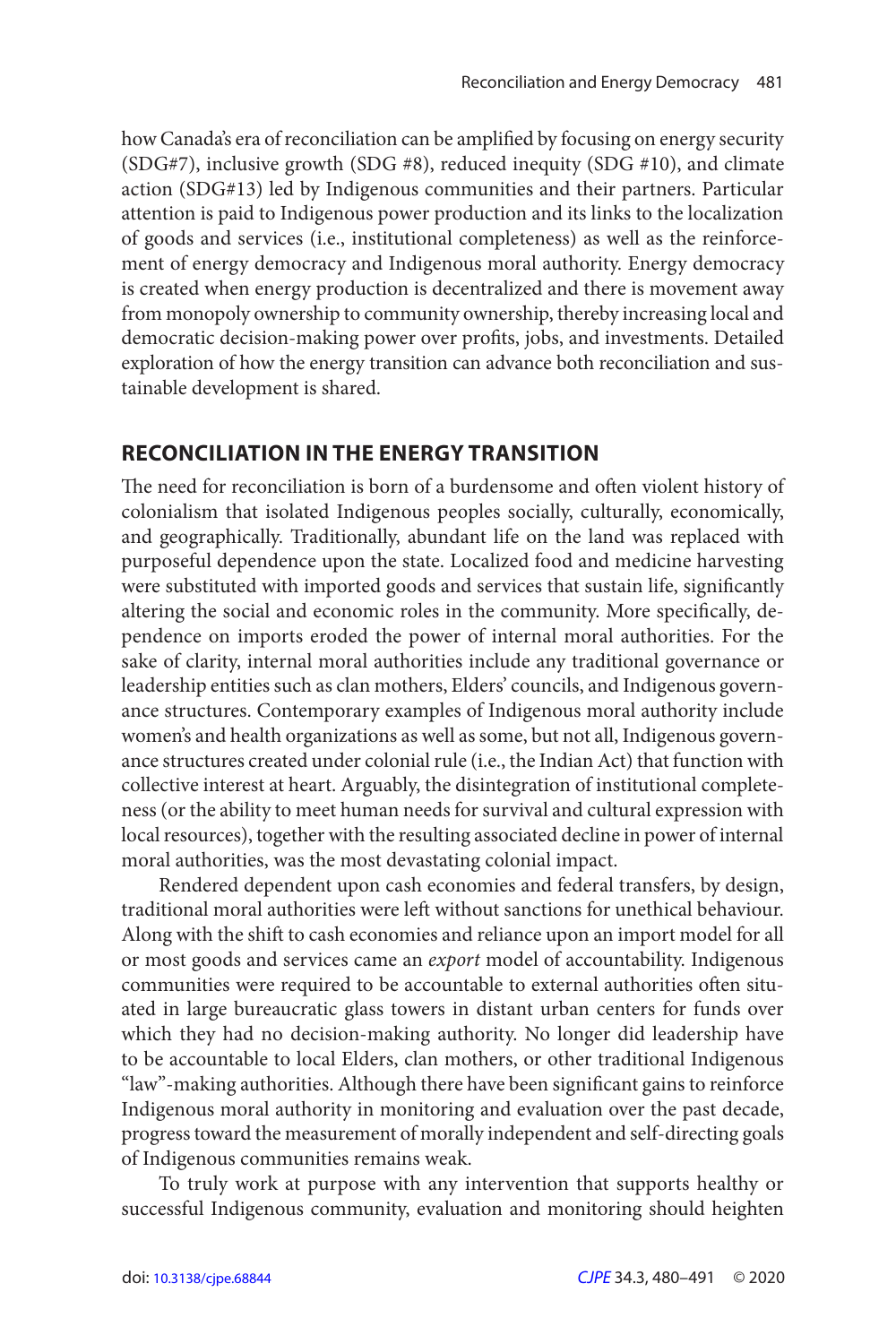how Canada's era of reconciliation can be amplified by focusing on energy security (SDG#7), inclusive growth (SDG #8), reduced inequity (SDG #10), and climate action (SDG#13) led by Indigenous communities and their partners. Particular attention is paid to Indigenous power production and its links to the localization of goods and services (i.e., institutional completeness) as well as the reinforcement of energy democracy and Indigenous moral authority. Energy democracy is created when energy production is decentralized and there is movement away from monopoly ownership to community ownership, thereby increasing local and democratic decision-making power over profits, jobs, and investments. Detailed exploration of how the energy transition can advance both reconciliation and sustainable development is shared.

## RECONCILIATION IN THE ENERGY TRANSITION

The need for reconciliation is born of a burdensome and often violent history of colonialism that isolated Indigenous peoples socially, culturally, economically, and geographically. Traditionally, abundant life on the land was replaced with purposeful dependence upon the state. Localized food and medicine harvesting were substituted with imported goods and services that sustain life, significantly altering the social and economic roles in the community. More specifically, dependence on imports eroded the power of internal moral authorities. For the sake of clarity, internal moral authorities include any traditional governance or leadership entities such as clan mothers, Elders' councils, and Indigenous governance structures. Contemporary examples of Indigenous moral authority include women's and health organizations as well as some, but not all, Indigenous governance structures created under colonial rule (i.e., the Indian Act) that function with collective interest at heart. Arguably, the disintegration of institutional completeness (or the ability to meet human needs for survival and cultural expression with local resources), together with the resulting associated decline in power of internal moral authorities, was the most devastating colonial impact.

Rendered dependent upon cash economies and federal transfers, by design, traditional moral authorities were left without sanctions for unethical behaviour. Along with the shift to cash economies and reliance upon an import model for all or most goods and services came an *export* model of accountability. Indigenous communities were required to be accountable to external authorities often situated in large bureaucratic glass towers in distant urban centers for funds over which they had no decision-making authority. No longer did leadership have to be accountable to local Elders, clan mothers, or other traditional Indigenous "law"-making authorities. Although there have been significant gains to reinforce Indigenous moral authority in monitoring and evaluation over the past decade, progress toward the measurement of morally independent and self-directing goals of Indigenous communities remains weak.

To truly work at purpose with any intervention that supports healthy or successful Indigenous community, evaluation and monitoring should heighten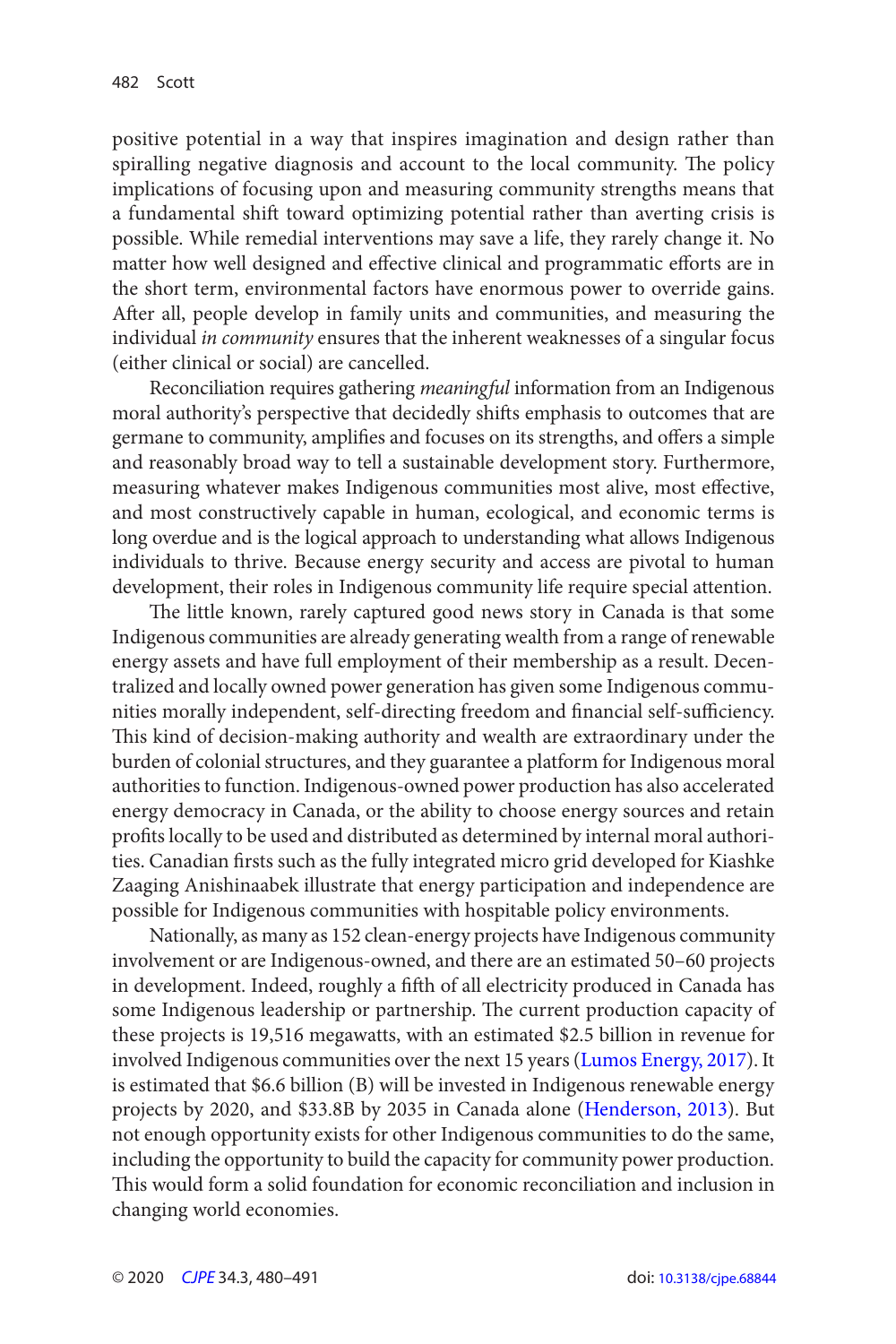positive potential in a way that inspires imagination and design rather than spiralling negative diagnosis and account to the local community. The policy implications of focusing upon and measuring community strengths means that a fundamental shift toward optimizing potential rather than averting crisis is possible. While remedial interventions may save a life, they rarely change it. No matter how well designed and effective clinical and programmatic efforts are in the short term, environmental factors have enormous power to override gains. After all, people develop in family units and communities, and measuring the individual *in community* ensures that the inherent weaknesses of a singular focus (either clinical or social) are cancelled.

Reconciliation requires gathering *meaningful* information from an Indigenous moral authority's perspective that decidedly shifts emphasis to outcomes that are germane to community, amplifies and focuses on its strengths, and offers a simple and reasonably broad way to tell a sustainable development story. Furthermore, measuring whatever makes Indigenous communities most alive, most effective, and most constructively capable in human, ecological, and economic terms is long overdue and is the logical approach to understanding what allows Indigenous individuals to thrive. Because energy security and access are pivotal to human development, their roles in Indigenous community life require special attention.

The little known, rarely captured good news story in Canada is that some Indigenous communities are already generating wealth from a range of renewable energy assets and have full employment of their membership as a result. Decentralized and locally owned power generation has given some Indigenous communities morally independent, self-directing freedom and financial self-sufficiency. This kind of decision-making authority and wealth are extraordinary under the burden of colonial structures, and they guarantee a platform for Indigenous moral authorities to function. Indigenous-owned power production has also accelerated energy democracy in Canada, or the ability to choose energy sources and retain profits locally to be used and distributed as determined by internal moral authorities. Canadian firsts such as the fully integrated micro grid developed for Kiashke Zaaging Anishinaabek illustrate that energy participation and independence are possible for Indigenous communities with hospitable policy environments.

Nationally, as many as 152 clean-energy projects have Indigenous community involvement or are Indigenous-owned, and there are an estimated 50–60 projects in development. Indeed, roughly a fifth of all electricity produced in Canada has some Indigenous leadership or partnership. The current production capacity of these projects is 19,516 megawatts, with an estimated $2.5 billion in revenue for involved Indigenous communities over the next 15 years (Lumos Energy, 2017). It is estimated that $6.6 billion (B) will be invested in Indigenous renewable energy projects by 2020, and $33.8B by 2035 in Canada alone (Henderson, 2013). But not enough opportunity exists for other Indigenous communities to do the same, including the opportunity to build the capacity for community power production. This would form a solid foundation for economic reconciliation and inclusion in changing world economies.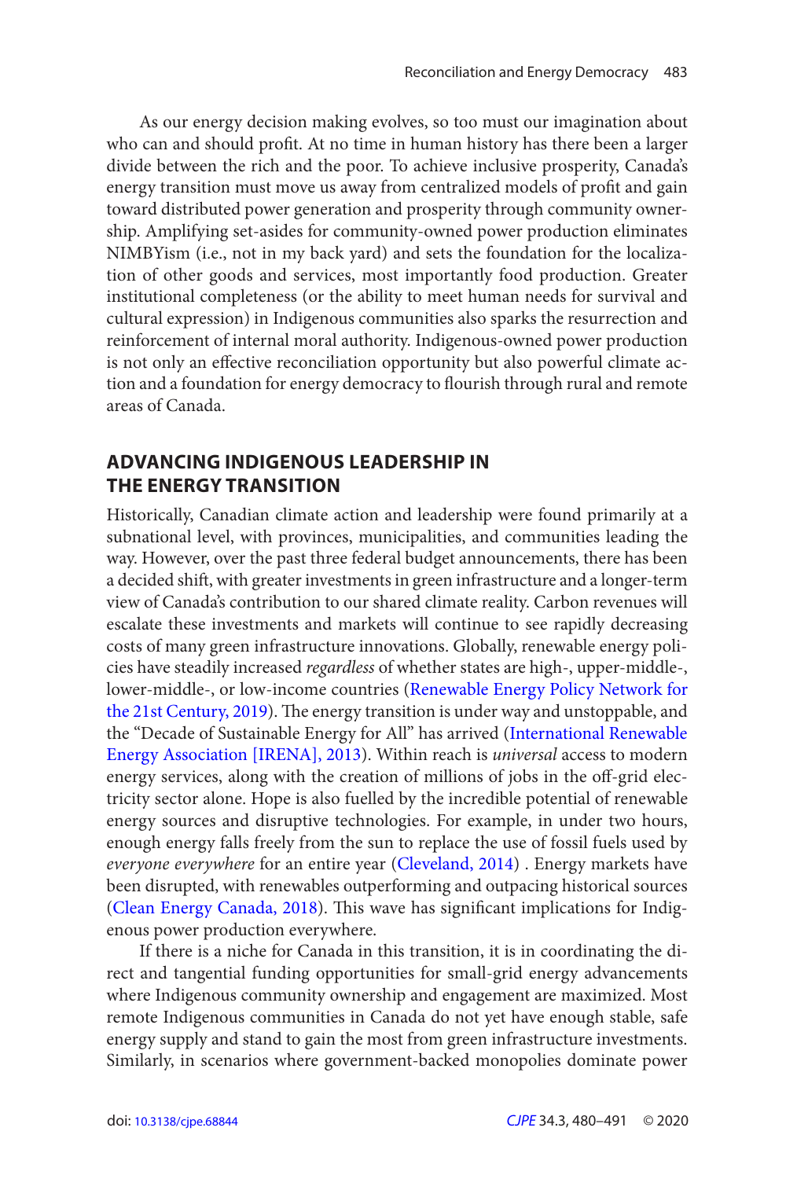As our energy decision making evolves, so too must our imagination about who can and should profit. At no time in human history has there been a larger divide between the rich and the poor. To achieve inclusive prosperity, Canada's energy transition must move us away from centralized models of profit and gain toward distributed power generation and prosperity through community ownership. Amplifying set-asides for community-owned power production eliminates NIMBYism (i.e., not in my back yard) and sets the foundation for the localization of other goods and services, most importantly food production. Greater institutional completeness (or the ability to meet human needs for survival and cultural expression) in Indigenous communities also sparks the resurrection and reinforcement of internal moral authority. Indigenous-owned power production is not only an effective reconciliation opportunity but also powerful climate action and a foundation for energy democracy to flourish through rural and remote areas of Canada.

## ADVANCING INDIGENOUS LEADERSHIP IN THE ENERGY TRANSITION

Historically, Canadian climate action and leadership were found primarily at a subnational level, with provinces, municipalities, and communities leading the way. However, over the past three federal budget announcements, there has been a decided shift, with greater investments in green infrastructure and a longer-term view of Canada's contribution to our shared climate reality. Carbon revenues will escalate these investments and markets will continue to see rapidly decreasing costs of many green infrastructure innovations. Globally, renewable energy policies have steadily increased *regardless* of whether states are high-, upper-middle-, lower-middle-, or low-income countries (Renewable Energy Policy Network for the 21st Century, 2019). The energy transition is under way and unstoppable, and the "Decade of Sustainable Energy for All" has arrived (International Renewable Energy Association [IRENA], 2013). Within reach is *universal* access to modern energy services, along with the creation of millions of jobs in the off-grid electricity sector alone. Hope is also fuelled by the incredible potential of renewable energy sources and disruptive technologies. For example, in under two hours, enough energy falls freely from the sun to replace the use of fossil fuels used by *everyone everywhere* for an entire year (Cleveland, 2014) . Energy markets have been disrupted, with renewables outperforming and outpacing historical sources (Clean Energy Canada, 2018). This wave has significant implications for Indigenous power production everywhere.

If there is a niche for Canada in this transition, it is in coordinating the direct and tangential funding opportunities for small-grid energy advancements where Indigenous community ownership and engagement are maximized. Most remote Indigenous communities in Canada do not yet have enough stable, safe energy supply and stand to gain the most from green infrastructure investments. Similarly, in scenarios where government-backed monopolies dominate power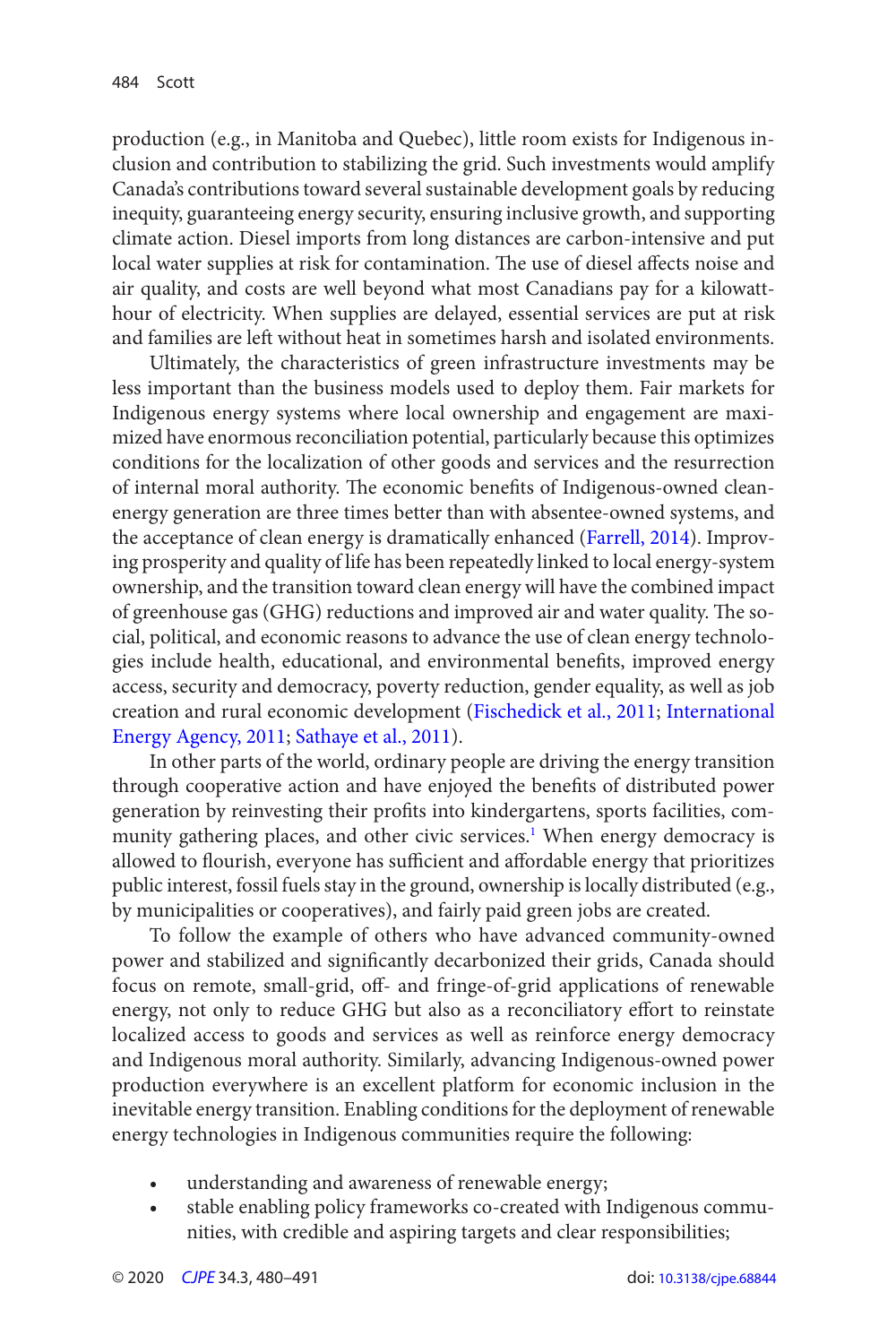production (e.g., in Manitoba and Quebec), little room exists for Indigenous inclusion and contribution to stabilizing the grid. Such investments would amplify Canada's contributions toward several sustainable development goals by reducing inequity, guaranteeing energy security, ensuring inclusive growth, and supporting climate action. Diesel imports from long distances are carbon-intensive and put local water supplies at risk for contamination. The use of diesel affects noise and air quality, and costs are well beyond what most Canadians pay for a kilowatt-hour of electricity. When supplies are delayed, essential services are put at risk and families are left without heat in sometimes harsh and isolated environments.

Ultimately, the characteristics of green infrastructure investments may be less important than the business models used to deploy them. Fair markets for Indigenous energy systems where local ownership and engagement are maximized have enormous reconciliation potential, particularly because this optimizes conditions for the localization of other goods and services and the resurrection of internal moral authority. The economic benefits of Indigenous-owned clean-energy generation are three times better than with absentee-owned systems, and the acceptance of clean energy is dramatically enhanced (Farrell, 2014). Improving prosperity and quality of life has been repeatedly linked to local energy-system ownership, and the transition toward clean energy will have the combined impact of greenhouse gas (GHG) reductions and improved air and water quality. The social, political, and economic reasons to advance the use of clean energy technologies include health, educational, and environmental benefits, improved energy access, security and democracy, poverty reduction, gender equality, as well as job creation and rural economic development (Fischedick et al., 2011; International Energy Agency, 2011; Sathaye et al., 2011).

In other parts of the world, ordinary people are driving the energy transition through cooperative action and have enjoyed the benefits of distributed power generation by reinvesting their profits into kindergartens, sports facilities, community gathering places, and other civic services.[1] When energy democracy is allowed to flourish, everyone has sufficient and affordable energy that prioritizes public interest, fossil fuels stay in the ground, ownership is locally distributed (e.g., by municipalities or cooperatives), and fairly paid green jobs are created.

To follow the example of others who have advanced community-owned power and stabilized and significantly decarbonized their grids, Canada should focus on remote, small-grid, off- and fringe-of-grid applications of renewable energy, not only to reduce GHG but also as a reconciliatory effort to reinstate localized access to goods and services as well as reinforce energy democracy and Indigenous moral authority. Similarly, advancing Indigenous-owned power production everywhere is an excellent platform for economic inclusion in the inevitable energy transition. Enabling conditions for the deployment of renewable energy technologies in Indigenous communities require the following:

- understanding and awareness of renewable energy;
- stable enabling policy frameworks co-created with Indigenous communities, with credible and aspiring targets and clear responsibilities;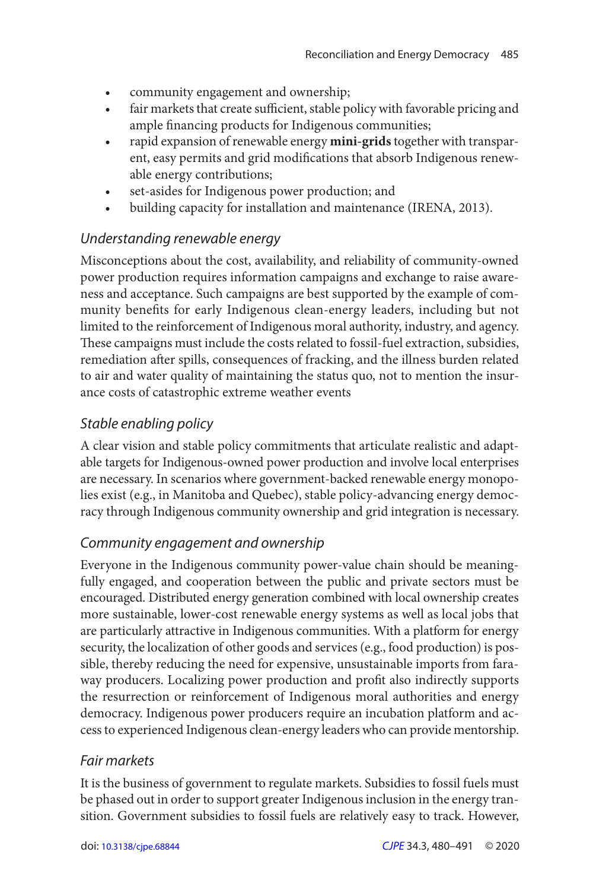- community engagement and ownership;
- fair markets that create sufficient, stable policy with favorable pricing and ample financing products for Indigenous communities;
- rapid expansion of renewable energy **mini-grids** together with transparent, easy permits and grid modifications that absorb Indigenous renewable energy contributions;
- set-asides for Indigenous power production; and
- building capacity for installation and maintenance (IRENA, 2013).

### *Understanding renewable energy*

Misconceptions about the cost, availability, and reliability of community-owned power production requires information campaigns and exchange to raise awareness and acceptance. Such campaigns are best supported by the example of community benefits for early Indigenous clean-energy leaders, including but not limited to the reinforcement of Indigenous moral authority, industry, and agency. These campaigns must include the costs related to fossil-fuel extraction, subsidies, remediation after spills, consequences of fracking, and the illness burden related to air and water quality of maintaining the status quo, not to mention the insurance costs of catastrophic extreme weather events

### *Stable enabling policy*

A clear vision and stable policy commitments that articulate realistic and adaptable targets for Indigenous-owned power production and involve local enterprises are necessary. In scenarios where government-backed renewable energy monopolies exist (e.g., in Manitoba and Quebec), stable policy-advancing energy democracy through Indigenous community ownership and grid integration is necessary.

### *Community engagement and ownership*

Everyone in the Indigenous community power-value chain should be meaningfully engaged, and cooperation between the public and private sectors must be encouraged. Distributed energy generation combined with local ownership creates more sustainable, lower-cost renewable energy systems as well as local jobs that are particularly attractive in Indigenous communities. With a platform for energy security, the localization of other goods and services (e.g., food production) is possible, thereby reducing the need for expensive, unsustainable imports from faraway producers. Localizing power production and profit also indirectly supports the resurrection or reinforcement of Indigenous moral authorities and energy democracy. Indigenous power producers require an incubation platform and access to experienced Indigenous clean-energy leaders who can provide mentorship.

### *Fair markets*

It is the business of government to regulate markets. Subsidies to fossil fuels must be phased out in order to support greater Indigenous inclusion in the energy transition. Government subsidies to fossil fuels are relatively easy to track. However,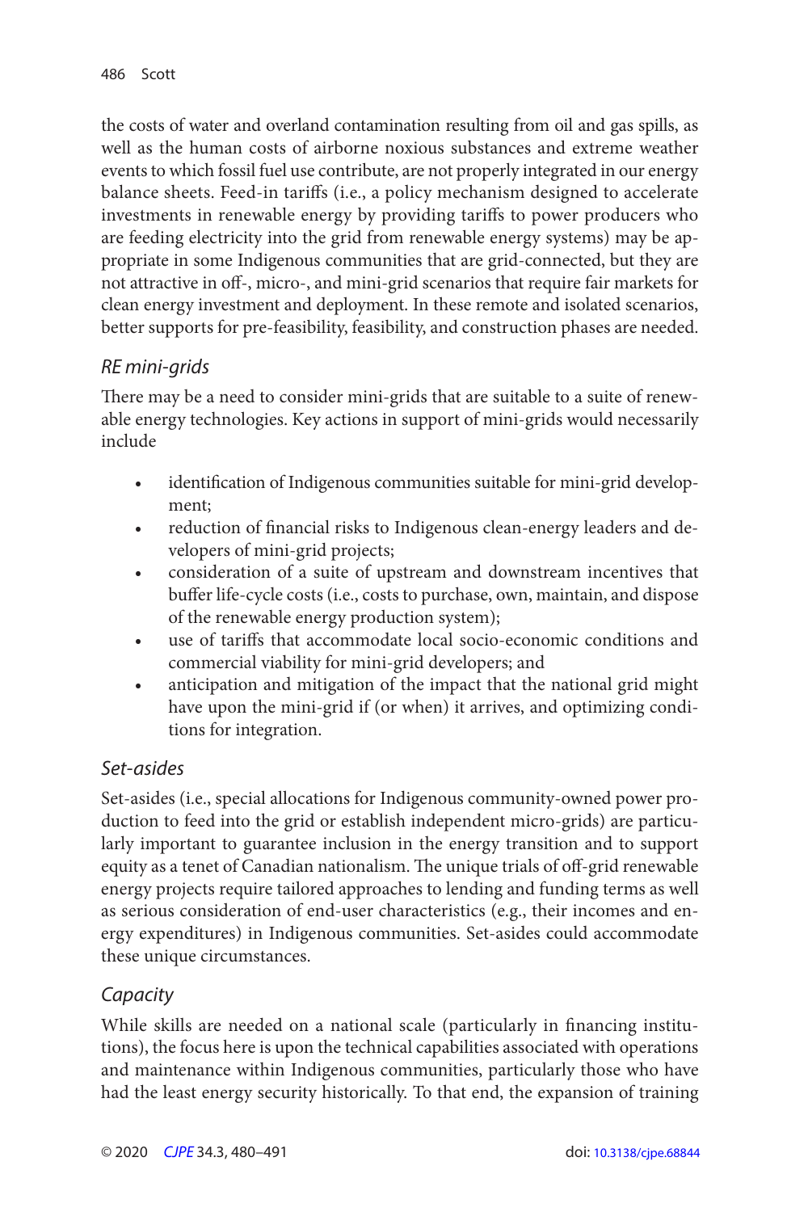the costs of water and overland contamination resulting from oil and gas spills, as well as the human costs of airborne noxious substances and extreme weather events to which fossil fuel use contribute, are not properly integrated in our energy balance sheets. Feed-in tariffs (i.e., a policy mechanism designed to accelerate investments in renewable energy by providing tariffs to power producers who are feeding electricity into the grid from renewable energy systems) may be appropriate in some Indigenous communities that are grid-connected, but they are not attractive in off-, micro-, and mini-grid scenarios that require fair markets for clean energy investment and deployment. In these remote and isolated scenarios, better supports for pre-feasibility, feasibility, and construction phases are needed.

### *RE mini-grids*

There may be a need to consider mini-grids that are suitable to a suite of renewable energy technologies. Key actions in support of mini-grids would necessarily include

- identification of Indigenous communities suitable for mini-grid development;
- reduction of financial risks to Indigenous clean-energy leaders and developers of mini-grid projects;
- consideration of a suite of upstream and downstream incentives that buffer life-cycle costs (i.e., costs to purchase, own, maintain, and dispose of the renewable energy production system);
- use of tariffs that accommodate local socio-economic conditions and commercial viability for mini-grid developers; and
- anticipation and mitigation of the impact that the national grid might have upon the mini-grid if (or when) it arrives, and optimizing conditions for integration.

### *Set-asides*

Set-asides (i.e., special allocations for Indigenous community-owned power production to feed into the grid or establish independent micro-grids) are particularly important to guarantee inclusion in the energy transition and to support equity as a tenet of Canadian nationalism. The unique trials of off-grid renewable energy projects require tailored approaches to lending and funding terms as well as serious consideration of end-user characteristics (e.g., their incomes and energy expenditures) in Indigenous communities. Set-asides could accommodate these unique circumstances.

### *Capacity*

While skills are needed on a national scale (particularly in financing institutions), the focus here is upon the technical capabilities associated with operations and maintenance within Indigenous communities, particularly those who have had the least energy security historically. To that end, the expansion of training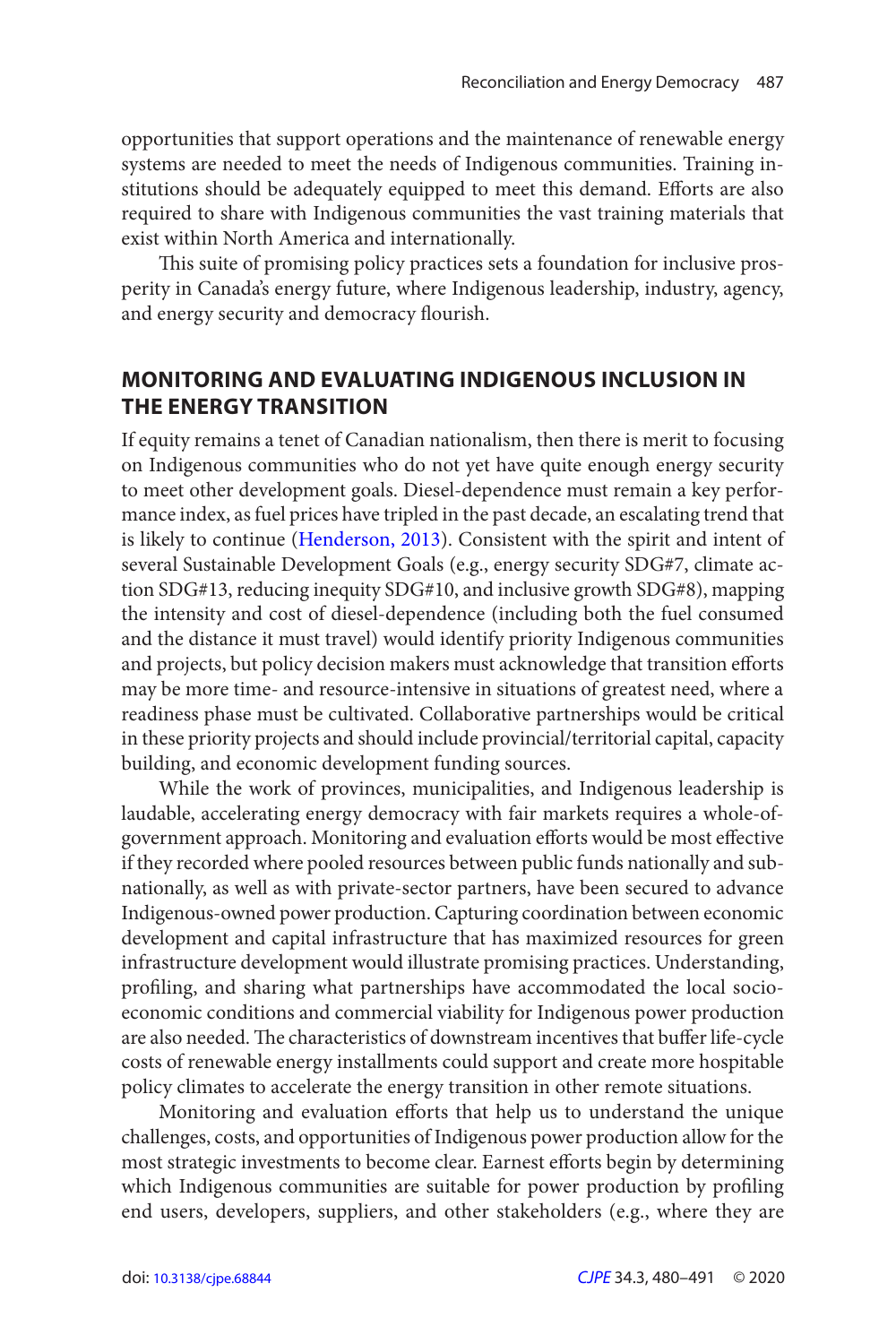opportunities that support operations and the maintenance of renewable energy systems are needed to meet the needs of Indigenous communities. Training institutions should be adequately equipped to meet this demand. Efforts are also required to share with Indigenous communities the vast training materials that exist within North America and internationally.

This suite of promising policy practices sets a foundation for inclusive prosperity in Canada's energy future, where Indigenous leadership, industry, agency, and energy security and democracy flourish.

## MONITORING AND EVALUATING INDIGENOUS INCLUSION IN THE ENERGY TRANSITION

If equity remains a tenet of Canadian nationalism, then there is merit to focusing on Indigenous communities who do not yet have quite enough energy security to meet other development goals. Diesel-dependence must remain a key performance index, as fuel prices have tripled in the past decade, an escalating trend that is likely to continue (Henderson, 2013). Consistent with the spirit and intent of several Sustainable Development Goals (e.g., energy security SDG#7, climate action SDG#13, reducing inequity SDG#10, and inclusive growth SDG#8), mapping the intensity and cost of diesel-dependence (including both the fuel consumed and the distance it must travel) would identify priority Indigenous communities and projects, but policy decision makers must acknowledge that transition efforts may be more time- and resource-intensive in situations of greatest need, where a readiness phase must be cultivated. Collaborative partnerships would be critical in these priority projects and should include provincial/territorial capital, capacity building, and economic development funding sources.

While the work of provinces, municipalities, and Indigenous leadership is laudable, accelerating energy democracy with fair markets requires a whole-of-government approach. Monitoring and evaluation efforts would be most effective if they recorded where pooled resources between public funds nationally and subnationally, as well as with private-sector partners, have been secured to advance Indigenous-owned power production. Capturing coordination between economic development and capital infrastructure that has maximized resources for green infrastructure development would illustrate promising practices. Understanding, profiling, and sharing what partnerships have accommodated the local socio-economic conditions and commercial viability for Indigenous power production are also needed. The characteristics of downstream incentives that buffer life-cycle costs of renewable energy installments could support and create more hospitable policy climates to accelerate the energy transition in other remote situations.

Monitoring and evaluation efforts that help us to understand the unique challenges, costs, and opportunities of Indigenous power production allow for the most strategic investments to become clear. Earnest efforts begin by determining which Indigenous communities are suitable for power production by profiling end users, developers, suppliers, and other stakeholders (e.g., where they are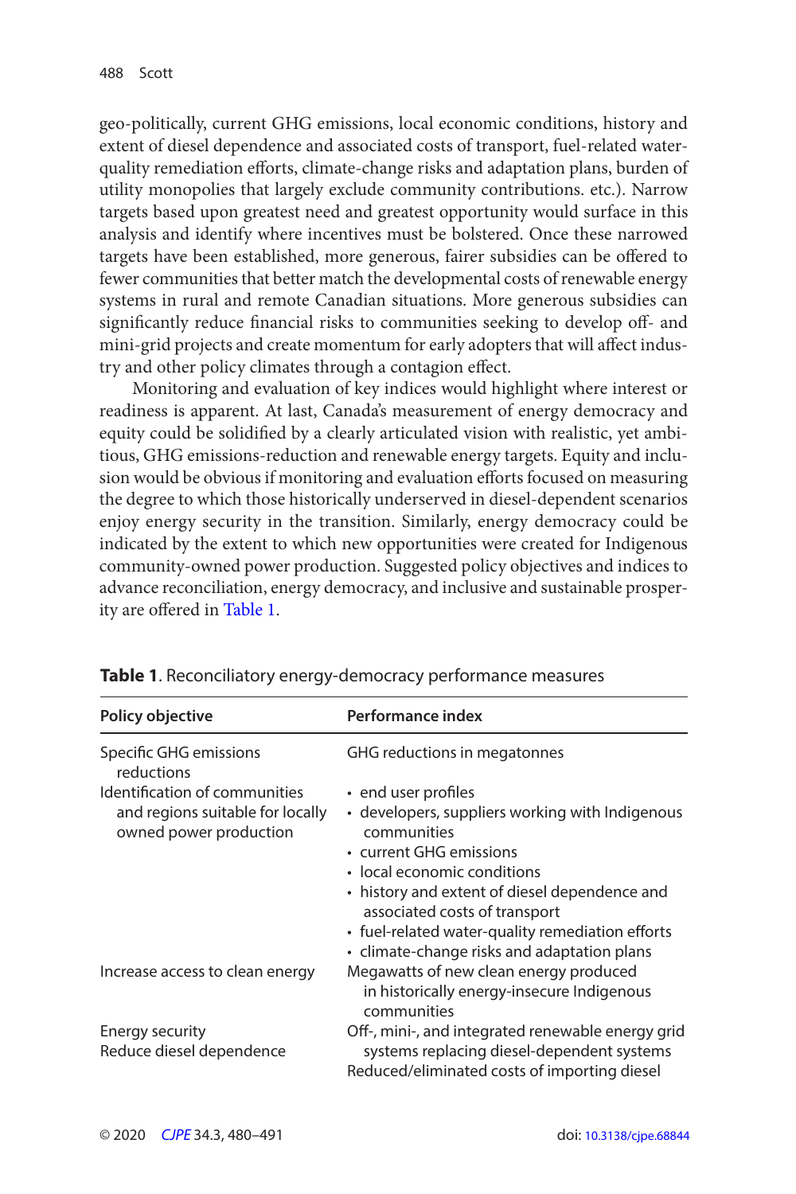geo-politically, current GHG emissions, local economic conditions, history and extent of diesel dependence and associated costs of transport, fuel-related water-quality remediation efforts, climate-change risks and adaptation plans, burden of utility monopolies that largely exclude community contributions. etc.). Narrow targets based upon greatest need and greatest opportunity would surface in this analysis and identify where incentives must be bolstered. Once these narrowed targets have been established, more generous, fairer subsidies can be offered to fewer communities that better match the developmental costs of renewable energy systems in rural and remote Canadian situations. More generous subsidies can significantly reduce financial risks to communities seeking to develop off- and mini-grid projects and create momentum for early adopters that will affect industry and other policy climates through a contagion effect.

Monitoring and evaluation of key indices would highlight where interest or readiness is apparent. At last, Canada's measurement of energy democracy and equity could be solidified by a clearly articulated vision with realistic, yet ambitious, GHG emissions-reduction and renewable energy targets. Equity and inclusion would be obvious if monitoring and evaluation efforts focused on measuring the degree to which those historically underserved in diesel-dependent scenarios enjoy energy security in the transition. Similarly, energy democracy could be indicated by the extent to which new opportunities were created for Indigenous community-owned power production. Suggested policy objectives and indices to advance reconciliation, energy democracy, and inclusive and sustainable prosperity are offered in Table 1.

**Table 1**. Reconciliatory energy-democracy performance measures

| Policy objective | Performance index |
|---|---|
| Specific GHG emissions reductions | GHG reductions in megatonnes |
| Identification of communities and regions suitable for locally owned power production | • end user profiles<br>• developers, suppliers working with Indigenous communities<br>• current GHG emissions<br>• local economic conditions<br>• history and extent of diesel dependence and associated costs of transport<br>• fuel-related water-quality remediation efforts<br>• climate-change risks and adaptation plans |
| Increase access to clean energy | Megawatts of new clean energy produced in historically energy-insecure Indigenous communities |
| Energy security<br>Reduce diesel dependence | Off-, mini-, and integrated renewable energy grid systems replacing diesel-dependent systems<br>Reduced/eliminated costs of importing diesel |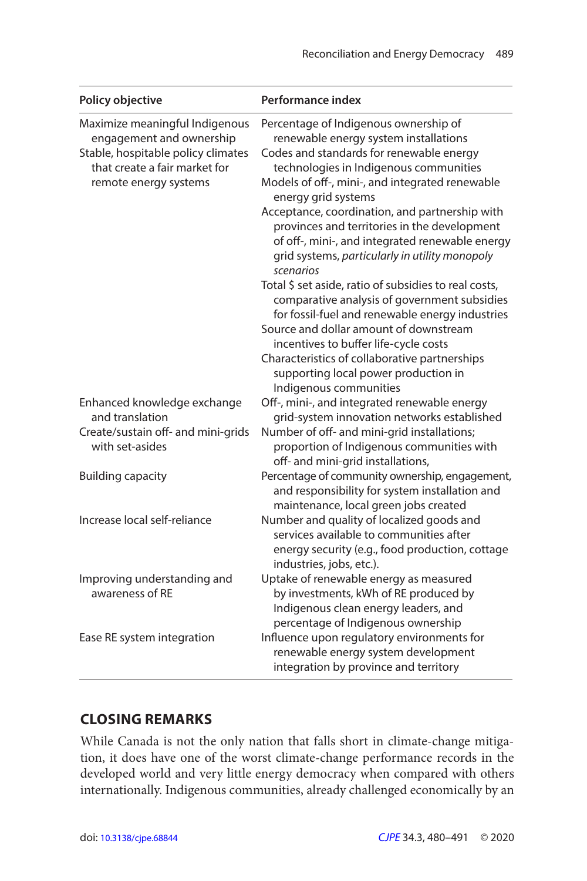| Policy objective | Performance index |
|---|---|
| Maximize meaningful Indigenous engagement and ownership | Percentage of Indigenous ownership of renewable energy system installations |
| Stable, hospitable policy climates that create a fair market for remote energy systems | Codes and standards for renewable energy technologies in Indigenous communities |
| | Models of off-, mini-, and integrated renewable energy grid systems |
| | Acceptance, coordination, and partnership with provinces and territories in the development of off-, mini-, and integrated renewable energy grid systems, *particularly in utility monopoly scenarios* |
| | Total $ set aside, ratio of subsidies to real costs, comparative analysis of government subsidies for fossil-fuel and renewable energy industries |
| | Source and dollar amount of downstream incentives to buffer life-cycle costs |
| | Characteristics of collaborative partnerships supporting local power production in Indigenous communities |
| Enhanced knowledge exchange and translation | Off-, mini-, and integrated renewable energy grid-system innovation networks established |
| Create/sustain off- and mini-grids with set-asides | Number of off- and mini-grid installations; proportion of Indigenous communities with off- and mini-grid installations, |
| Building capacity | Percentage of community ownership, engagement, and responsibility for system installation and maintenance, local green jobs created |
| Increase local self-reliance | Number and quality of localized goods and services available to communities after energy security (e.g., food production, cottage industries, jobs, etc.). |
| Improving understanding and awareness of RE | Uptake of renewable energy as measured by investments, kWh of RE produced by Indigenous clean energy leaders, and percentage of Indigenous ownership |
| Ease RE system integration | Influence upon regulatory environments for renewable energy system development integration by province and territory |

## CLOSING REMARKS

While Canada is not the only nation that falls short in climate-change mitigation, it does have one of the worst climate-change performance records in the developed world and very little energy democracy when compared with others internationally. Indigenous communities, already challenged economically by an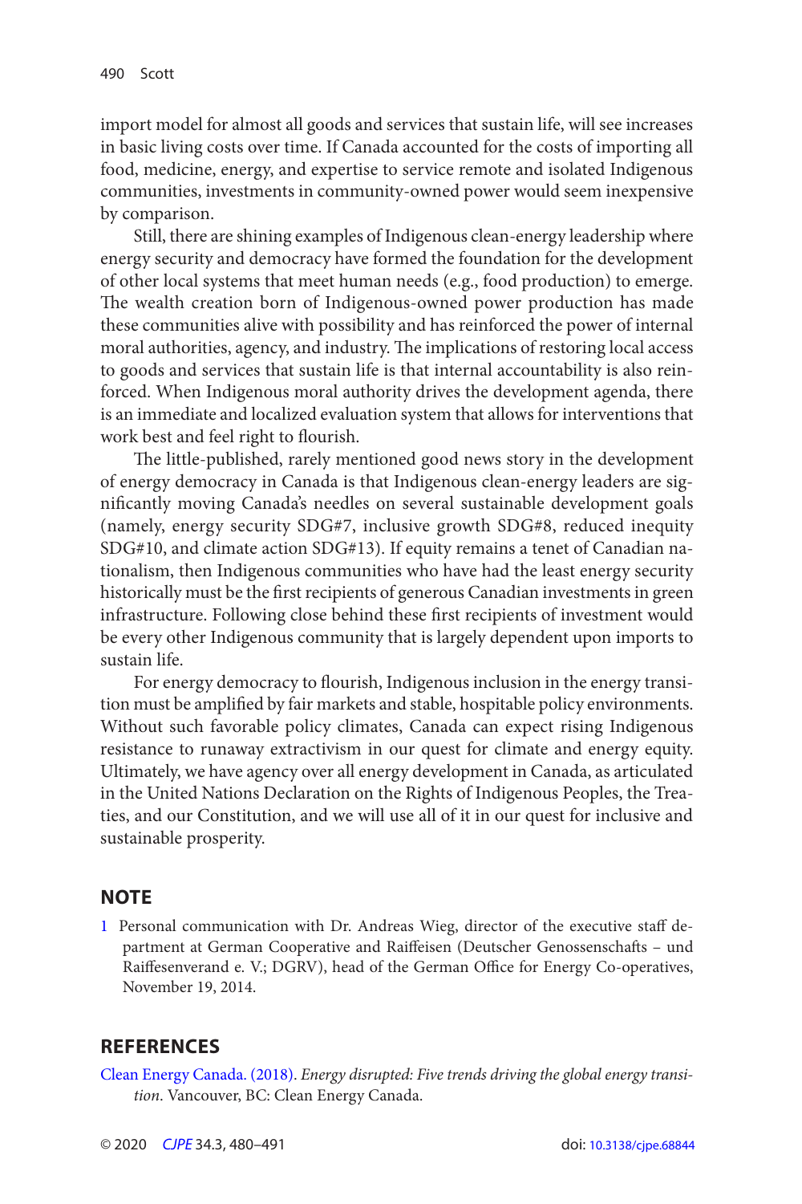import model for almost all goods and services that sustain life, will see increases in basic living costs over time. If Canada accounted for the costs of importing all food, medicine, energy, and expertise to service remote and isolated Indigenous communities, investments in community-owned power would seem inexpensive by comparison.

Still, there are shining examples of Indigenous clean-energy leadership where energy security and democracy have formed the foundation for the development of other local systems that meet human needs (e.g., food production) to emerge. The wealth creation born of Indigenous-owned power production has made these communities alive with possibility and has reinforced the power of internal moral authorities, agency, and industry. The implications of restoring local access to goods and services that sustain life is that internal accountability is also reinforced. When Indigenous moral authority drives the development agenda, there is an immediate and localized evaluation system that allows for interventions that work best and feel right to flourish.

The little-published, rarely mentioned good news story in the development of energy democracy in Canada is that Indigenous clean-energy leaders are significantly moving Canada's needles on several sustainable development goals (namely, energy security SDG#7, inclusive growth SDG#8, reduced inequity SDG#10, and climate action SDG#13). If equity remains a tenet of Canadian nationalism, then Indigenous communities who have had the least energy security historically must be the first recipients of generous Canadian investments in green infrastructure. Following close behind these first recipients of investment would be every other Indigenous community that is largely dependent upon imports to sustain life.

For energy democracy to flourish, Indigenous inclusion in the energy transition must be amplified by fair markets and stable, hospitable policy environments. Without such favorable policy climates, Canada can expect rising Indigenous resistance to runaway extractivism in our quest for climate and energy equity. Ultimately, we have agency over all energy development in Canada, as articulated in the United Nations Declaration on the Rights of Indigenous Peoples, the Treaties, and our Constitution, and we will use all of it in our quest for inclusive and sustainable prosperity.

## NOTE

1 Personal communication with Dr. Andreas Wieg, director of the executive staff department at German Cooperative and Raiffeisen (Deutscher Genossenschafts – und Raiffesenverand e. V.; DGRV), head of the German Office for Energy Co-operatives, November 19, 2014.

## REFERENCES

Clean Energy Canada. (2018). *Energy disrupted: Five trends driving the global energy transition*. Vancouver, BC: Clean Energy Canada.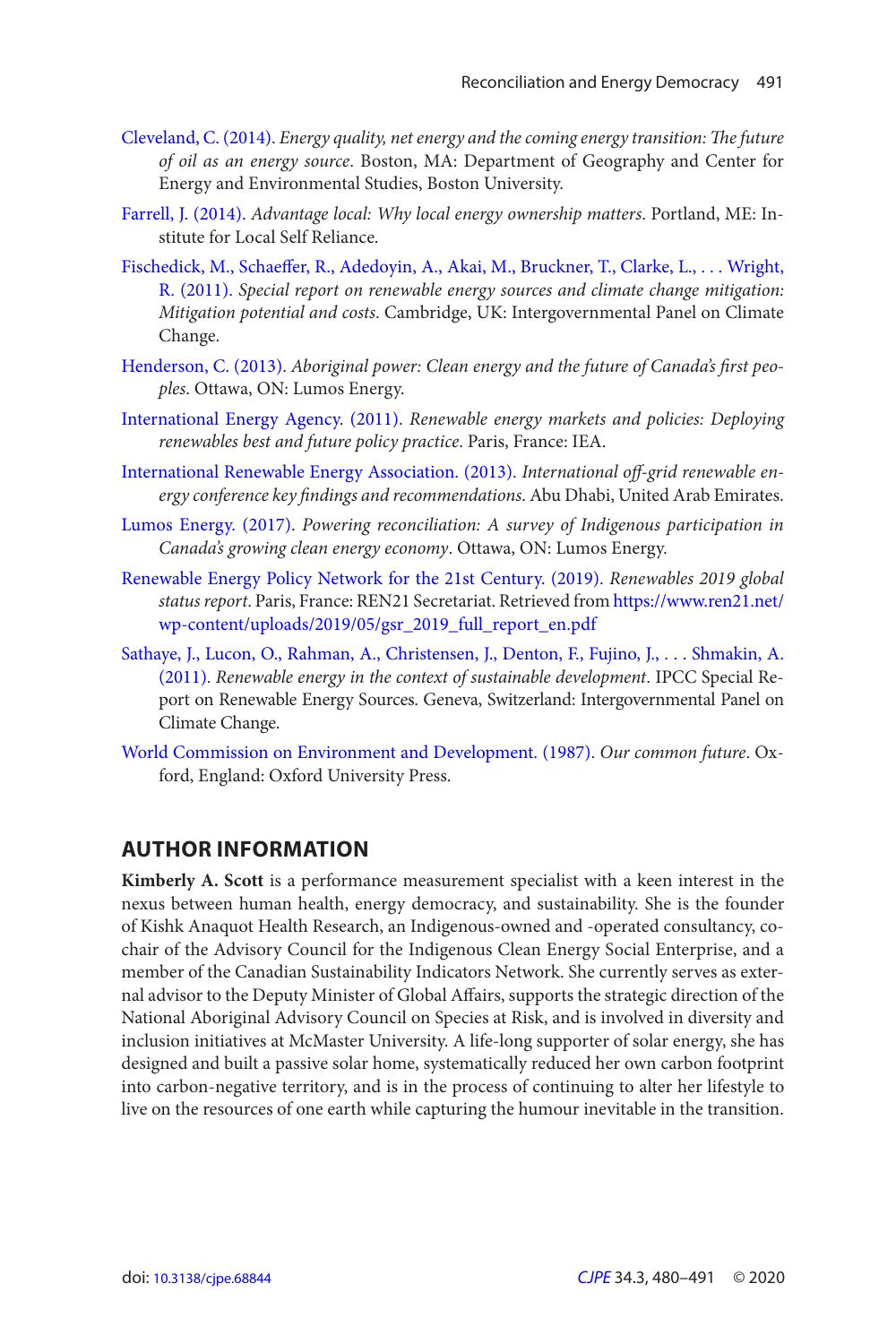Cleveland, C. (2014). *Energy quality, net energy and the coming energy transition: The future of oil as an energy source*. Boston, MA: Department of Geography and Center for Energy and Environmental Studies, Boston University.

Farrell, J. (2014). *Advantage local: Why local energy ownership matters*. Portland, ME: Institute for Local Self Reliance.

Fischedick, M., Schaeffer, R., Adedoyin, A., Akai, M., Bruckner, T., Clarke, L., . . . Wright, R. (2011). *Special report on renewable energy sources and climate change mitigation: Mitigation potential and costs*. Cambridge, UK: Intergovernmental Panel on Climate Change.

Henderson, C. (2013). *Aboriginal power: Clean energy and the future of Canada's first peoples*. Ottawa, ON: Lumos Energy.

International Energy Agency. (2011). *Renewable energy markets and policies: Deploying renewables best and future policy practice*. Paris, France: IEA.

International Renewable Energy Association. (2013). *International off-grid renewable energy conference key findings and recommendations*. Abu Dhabi, United Arab Emirates.

Lumos Energy. (2017). *Powering reconciliation: A survey of Indigenous participation in Canada's growing clean energy economy*. Ottawa, ON: Lumos Energy.

Renewable Energy Policy Network for the 21st Century. (2019). *Renewables 2019 global status report*. Paris, France: REN21 Secretariat. Retrieved from https://www.ren21.net/wp-content/uploads/2019/05/gsr_2019_full_report_en.pdf

Sathaye, J., Lucon, O., Rahman, A., Christensen, J., Denton, F., Fujino, J., . . . Shmakin, A. (2011). *Renewable energy in the context of sustainable development*. IPCC Special Report on Renewable Energy Sources. Geneva, Switzerland: Intergovernmental Panel on Climate Change.

World Commission on Environment and Development. (1987). *Our common future*. Oxford, England: Oxford University Press.

## AUTHOR INFORMATION

**Kimberly A. Scott** is a performance measurement specialist with a keen interest in the nexus between human health, energy democracy, and sustainability. She is the founder of Kishk Anaquot Health Research, an Indigenous-owned and -operated consultancy, co-chair of the Advisory Council for the Indigenous Clean Energy Social Enterprise, and a member of the Canadian Sustainability Indicators Network. She currently serves as external advisor to the Deputy Minister of Global Affairs, supports the strategic direction of the National Aboriginal Advisory Council on Species at Risk, and is involved in diversity and inclusion initiatives at McMaster University. A life-long supporter of solar energy, she has designed and built a passive solar home, systematically reduced her own carbon footprint into carbon-negative territory, and is in the process of continuing to alter her lifestyle to live on the resources of one earth while capturing the humour inevitable in the transition.

doi: 10.3138/cjpe.68844